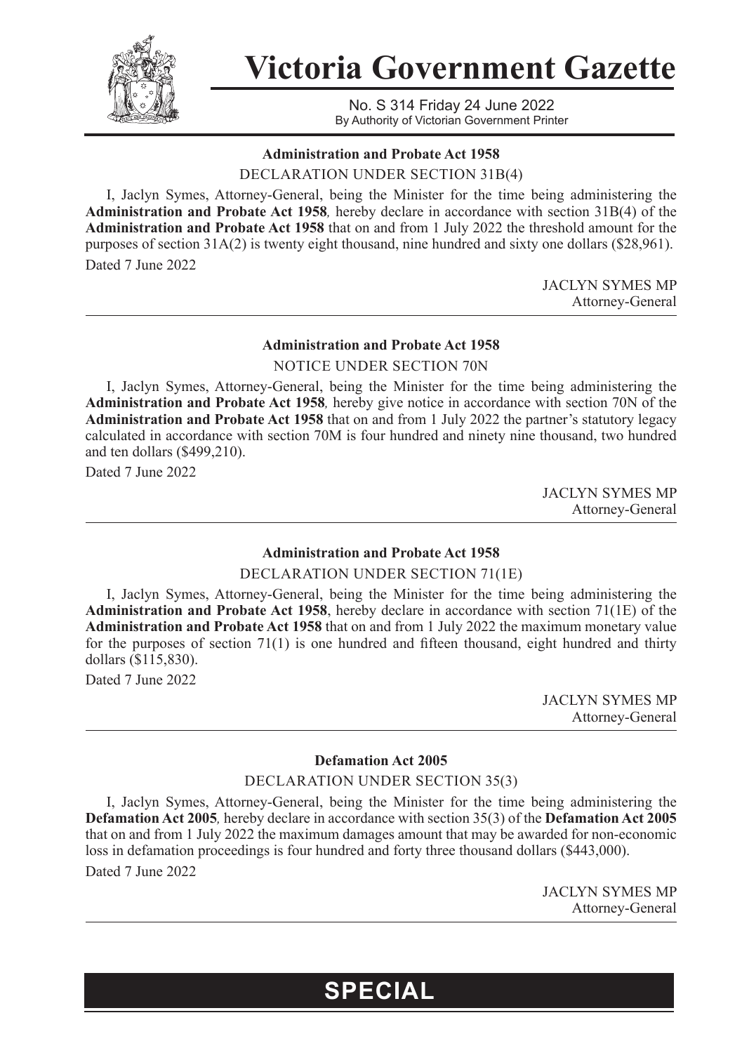# Victoria Government Gazette

No. S 314 Friday 24 June 2022

By Authority of Victorian Government Printer

**Administration and Probate Act 1958**

DECLARATION UNDER SECTION 31B(4)

I, Jaclyn Symes, Attorney-General, being the Minister for the time being administering the **Administration and Probate Act 1958***,* hereby declare in accordance with section 31B(4) of the **Administration and Probate Act 1958** that on and from 1 July 2022 the threshold amount for the purposes of section 31A(2) is twenty eight thousand, nine hundred and sixty one dollars ($28,961).

Dated 7 June 2022

JACLYN SYMES MP
Attorney-General

**Administration and Probate Act 1958**

NOTICE UNDER SECTION 70N

I, Jaclyn Symes, Attorney-General, being the Minister for the time being administering the **Administration and Probate Act 1958***,* hereby give notice in accordance with section 70N of the **Administration and Probate Act 1958** that on and from 1 July 2022 the partner's statutory legacy calculated in accordance with section 70M is four hundred and ninety nine thousand, two hundred and ten dollars ($499,210).

Dated 7 June 2022

JACLYN SYMES MP
Attorney-General

**Administration and Probate Act 1958**

DECLARATION UNDER SECTION 71(1E)

I, Jaclyn Symes, Attorney-General, being the Minister for the time being administering the **Administration and Probate Act 1958**, hereby declare in accordance with section 71(1E) of the **Administration and Probate Act 1958** that on and from 1 July 2022 the maximum monetary value for the purposes of section 71(1) is one hundred and fifteen thousand, eight hundred and thirty dollars ($115,830).

Dated 7 June 2022

JACLYN SYMES MP
Attorney-General

**Defamation Act 2005**

DECLARATION UNDER SECTION 35(3)

I, Jaclyn Symes, Attorney-General, being the Minister for the time being administering the **Defamation Act 2005***,* hereby declare in accordance with section 35(3) of the **Defamation Act 2005** that on and from 1 July 2022 the maximum damages amount that may be awarded for non-economic loss in defamation proceedings is four hundred and forty three thousand dollars ($443,000).

Dated 7 June 2022

JACLYN SYMES MP
Attorney-General

**SPECIAL**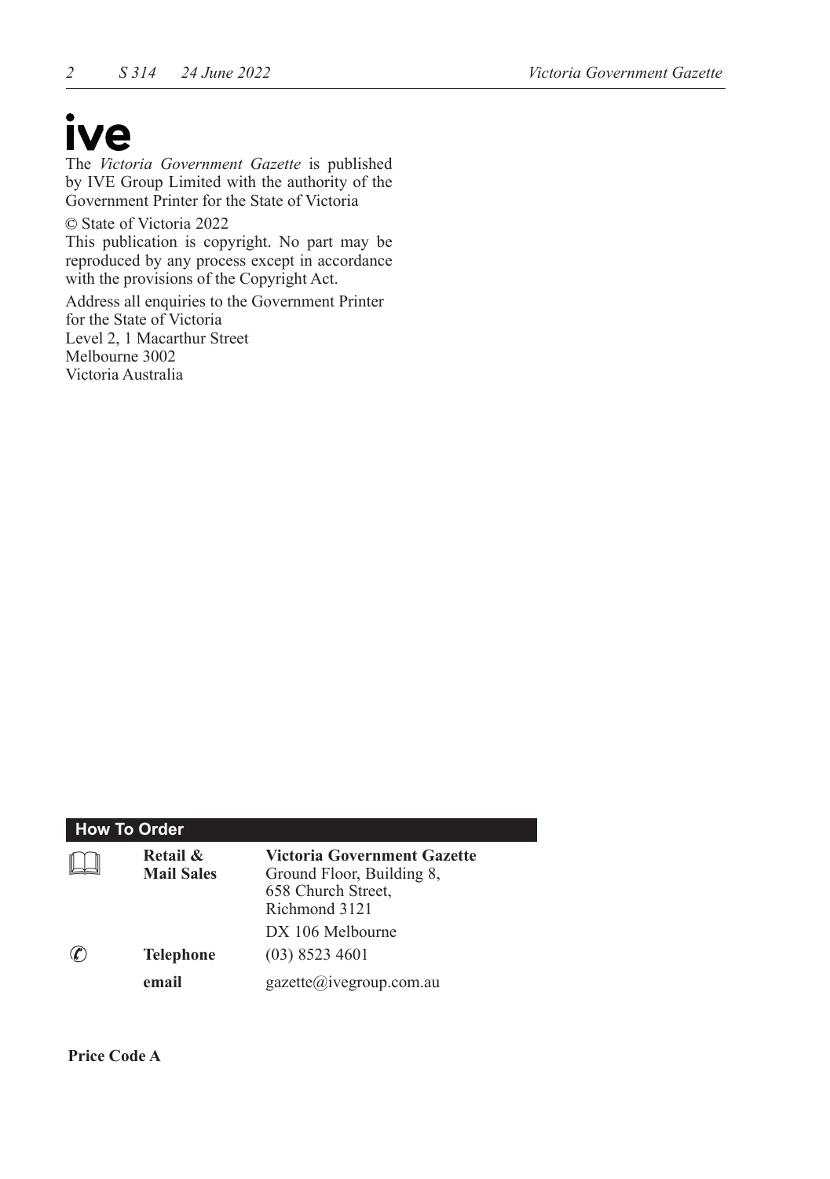ive

The *Victoria Government Gazette* is published by IVE Group Limited with the authority of the Government Printer for the State of Victoria

© State of Victoria 2022

This publication is copyright. No part may be reproduced by any process except in accordance with the provisions of the Copyright Act.

Address all enquiries to the Government Printer for the State of Victoria
Level 2, 1 Macarthur Street
Melbourne 3002
Victoria Australia

**How To Order**

| | | |
|---|---|---|
| | **Retail & Mail Sales** | **Victoria Government Gazette** Ground Floor, Building 8, 658 Church Street, Richmond 3121 |
| | | DX 106 Melbourne |
| | **Telephone** | (03) 8523 4601 |
| | **email** | gazette@ivegroup.com.au |

**Price Code A**